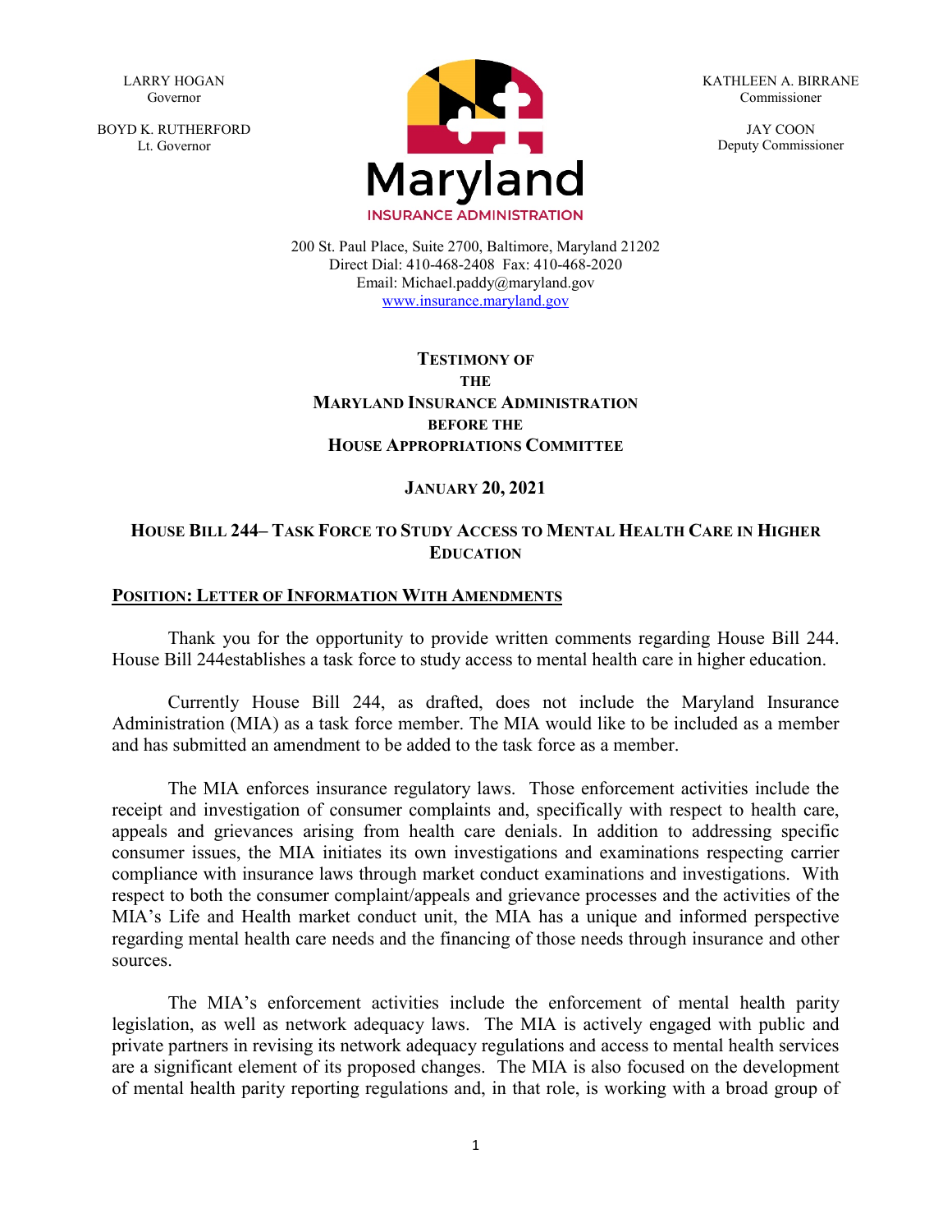LARRY HOGAN
Governor

BOYD K. RUTHERFORD
Lt. Governor

KATHLEEN A. BIRRANE
Commissioner

JAY COON
Deputy Commissioner

Maryland
INSURANCE ADMINISTRATION

200 St. Paul Place, Suite 2700, Baltimore, Maryland 21202
Direct Dial: 410-468-2408 Fax: 410-468-2020
Email: Michael.paddy@maryland.gov
www.insurance.maryland.gov

# TESTIMONY OF THE MARYLAND INSURANCE ADMINISTRATION BEFORE THE HOUSE APPROPRIATIONS COMMITTEE

## JANUARY 20, 2021

## HOUSE BILL 244– TASK FORCE TO STUDY ACCESS TO MENTAL HEALTH CARE IN HIGHER EDUCATION

**POSITION: LETTER OF INFORMATION WITH AMENDMENTS**

Thank you for the opportunity to provide written comments regarding House Bill 244. House Bill 244establishes a task force to study access to mental health care in higher education.

Currently House Bill 244, as drafted, does not include the Maryland Insurance Administration (MIA) as a task force member. The MIA would like to be included as a member and has submitted an amendment to be added to the task force as a member.

The MIA enforces insurance regulatory laws. Those enforcement activities include the receipt and investigation of consumer complaints and, specifically with respect to health care, appeals and grievances arising from health care denials. In addition to addressing specific consumer issues, the MIA initiates its own investigations and examinations respecting carrier compliance with insurance laws through market conduct examinations and investigations. With respect to both the consumer complaint/appeals and grievance processes and the activities of the MIA's Life and Health market conduct unit, the MIA has a unique and informed perspective regarding mental health care needs and the financing of those needs through insurance and other sources.

The MIA's enforcement activities include the enforcement of mental health parity legislation, as well as network adequacy laws. The MIA is actively engaged with public and private partners in revising its network adequacy regulations and access to mental health services are a significant element of its proposed changes. The MIA is also focused on the development of mental health parity reporting regulations and, in that role, is working with a broad group of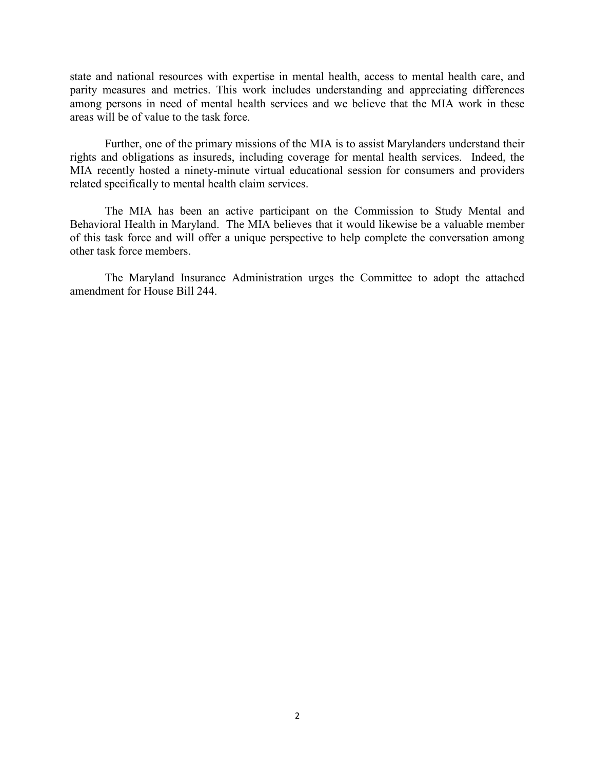state and national resources with expertise in mental health, access to mental health care, and parity measures and metrics. This work includes understanding and appreciating differences among persons in need of mental health services and we believe that the MIA work in these areas will be of value to the task force.

Further, one of the primary missions of the MIA is to assist Marylanders understand their rights and obligations as insureds, including coverage for mental health services. Indeed, the MIA recently hosted a ninety-minute virtual educational session for consumers and providers related specifically to mental health claim services.

The MIA has been an active participant on the Commission to Study Mental and Behavioral Health in Maryland. The MIA believes that it would likewise be a valuable member of this task force and will offer a unique perspective to help complete the conversation among other task force members.

The Maryland Insurance Administration urges the Committee to adopt the attached amendment for House Bill 244.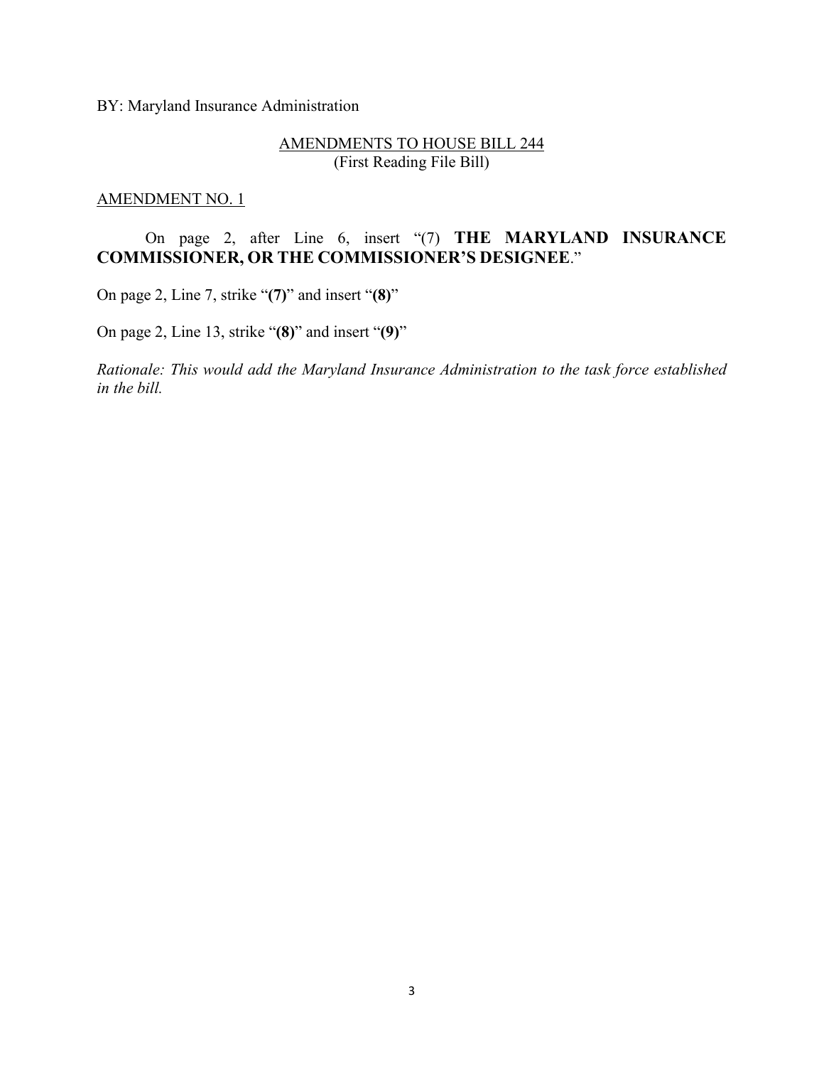BY: Maryland Insurance Administration

AMENDMENTS TO HOUSE BILL 244
(First Reading File Bill)

AMENDMENT NO. 1

On page 2, after Line 6, insert "(7) **THE MARYLAND INSURANCE COMMISSIONER, OR THE COMMISSIONER'S DESIGNEE**."

On page 2, Line 7, strike "**(7)**" and insert "**(8)**"

On page 2, Line 13, strike "**(8)**" and insert "**(9)**"

*Rationale: This would add the Maryland Insurance Administration to the task force established in the bill.*